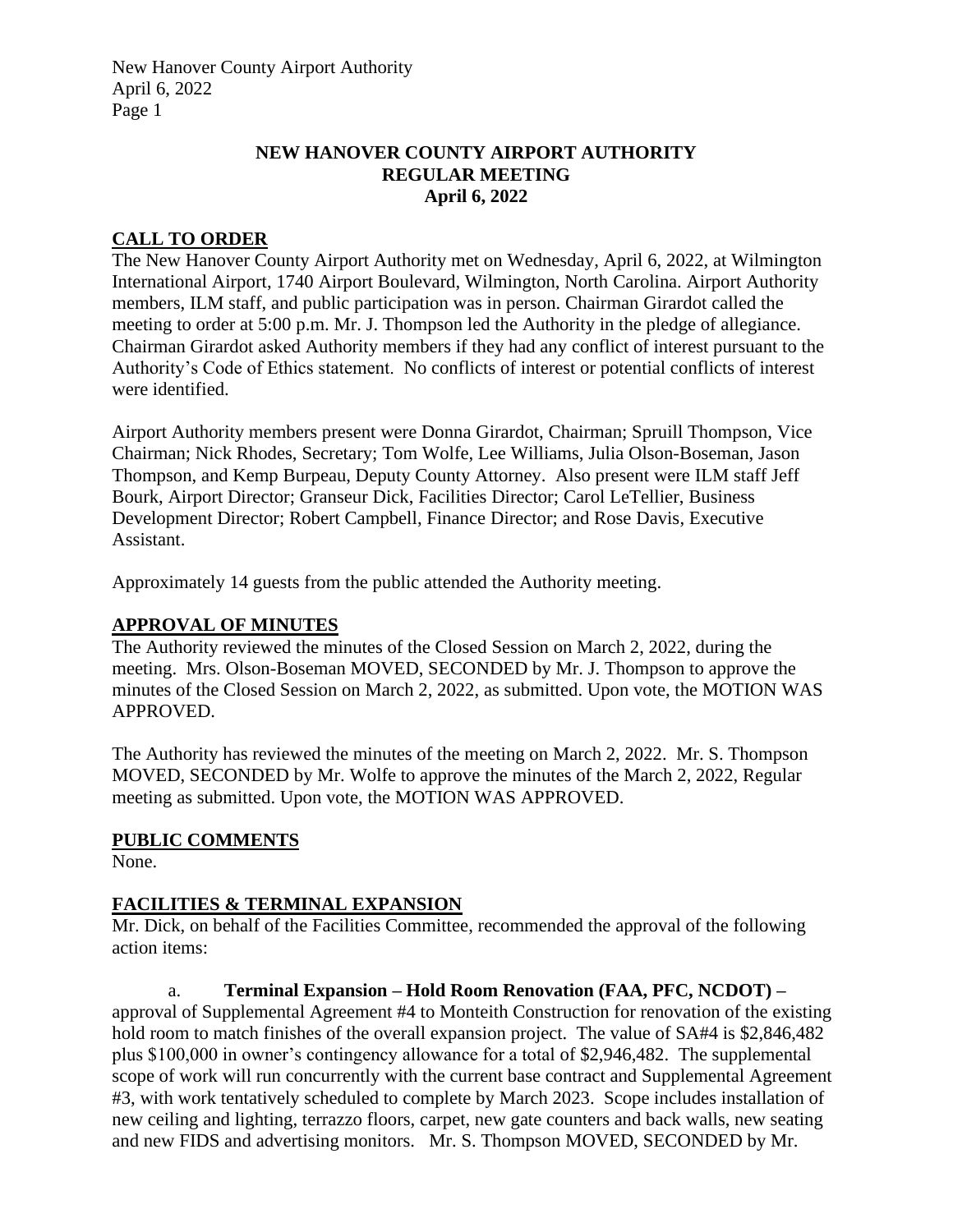# NEW HANOVER COUNTY AIRPORT AUTHORITY
## REGULAR MEETING
## April 6, 2022

## CALL TO ORDER

The New Hanover County Airport Authority met on Wednesday, April 6, 2022, at Wilmington International Airport, 1740 Airport Boulevard, Wilmington, North Carolina. Airport Authority members, ILM staff, and public participation was in person. Chairman Girardot called the meeting to order at 5:00 p.m. Mr. J. Thompson led the Authority in the pledge of allegiance. Chairman Girardot asked Authority members if they had any conflict of interest pursuant to the Authority's Code of Ethics statement. No conflicts of interest or potential conflicts of interest were identified.

Airport Authority members present were Donna Girardot, Chairman; Spruill Thompson, Vice Chairman; Nick Rhodes, Secretary; Tom Wolfe, Lee Williams, Julia Olson-Boseman, Jason Thompson, and Kemp Burpeau, Deputy County Attorney. Also present were ILM staff Jeff Bourk, Airport Director; Granseur Dick, Facilities Director; Carol LeTellier, Business Development Director; Robert Campbell, Finance Director; and Rose Davis, Executive Assistant.

Approximately 14 guests from the public attended the Authority meeting.

## APPROVAL OF MINUTES

The Authority reviewed the minutes of the Closed Session on March 2, 2022, during the meeting. Mrs. Olson-Boseman MOVED, SECONDED by Mr. J. Thompson to approve the minutes of the Closed Session on March 2, 2022, as submitted. Upon vote, the MOTION WAS APPROVED.

The Authority has reviewed the minutes of the meeting on March 2, 2022. Mr. S. Thompson MOVED, SECONDED by Mr. Wolfe to approve the minutes of the March 2, 2022, Regular meeting as submitted. Upon vote, the MOTION WAS APPROVED.

## PUBLIC COMMENTS

None.

## FACILITIES & TERMINAL EXPANSION

Mr. Dick, on behalf of the Facilities Committee, recommended the approval of the following action items:

a. **Terminal Expansion – Hold Room Renovation (FAA, PFC, NCDOT) –** approval of Supplemental Agreement #4 to Monteith Construction for renovation of the existing hold room to match finishes of the overall expansion project. The value of SA#4 is $2,846,482 plus $100,000 in owner's contingency allowance for a total of $2,946,482. The supplemental scope of work will run concurrently with the current base contract and Supplemental Agreement #3, with work tentatively scheduled to complete by March 2023. Scope includes installation of new ceiling and lighting, terrazzo floors, carpet, new gate counters and back walls, new seating and new FIDS and advertising monitors. Mr. S. Thompson MOVED, SECONDED by Mr.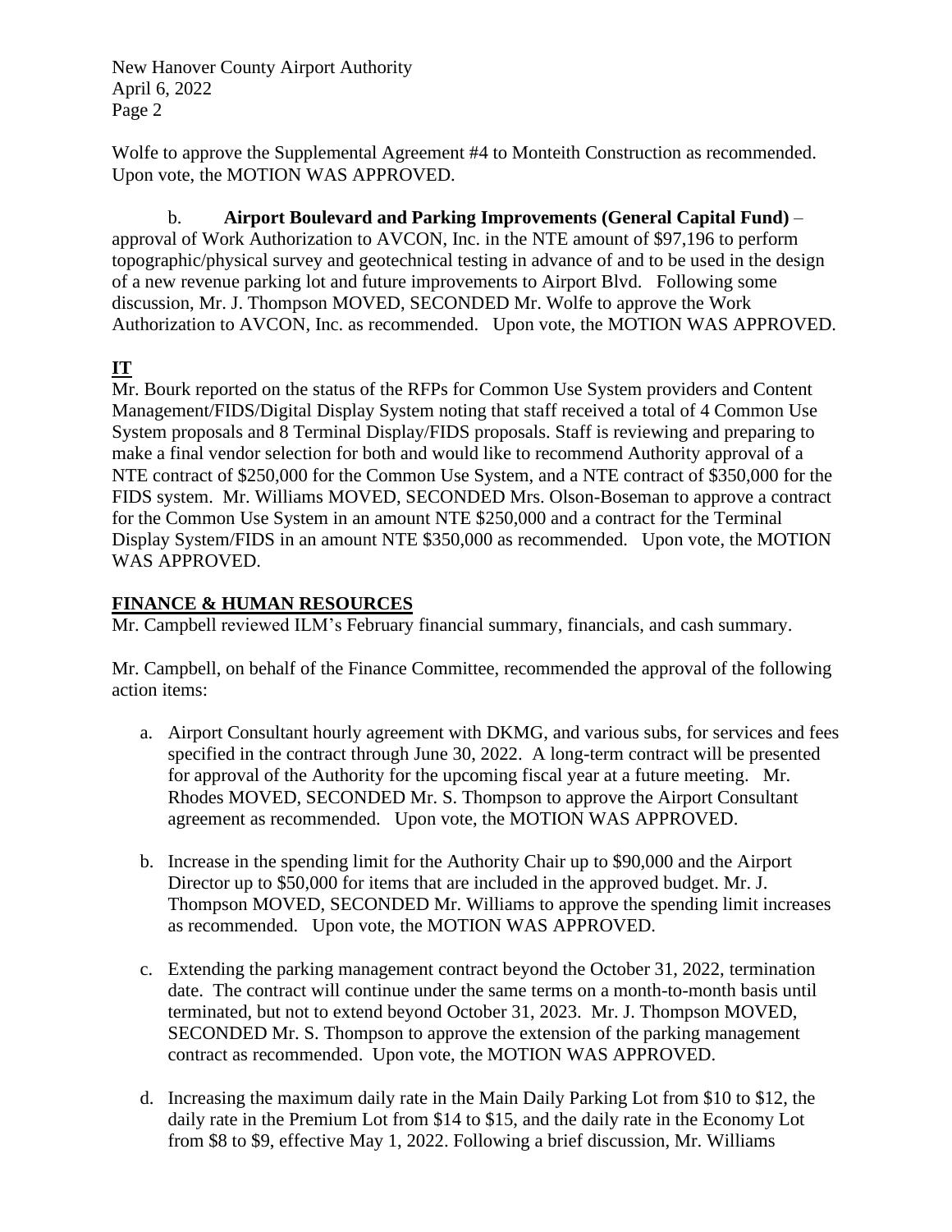Wolfe to approve the Supplemental Agreement #4 to Monteith Construction as recommended. Upon vote, the MOTION WAS APPROVED.

b. **Airport Boulevard and Parking Improvements (General Capital Fund)** – approval of Work Authorization to AVCON, Inc. in the NTE amount of $97,196 to perform topographic/physical survey and geotechnical testing in advance of and to be used in the design of a new revenue parking lot and future improvements to Airport Blvd. Following some discussion, Mr. J. Thompson MOVED, SECONDED Mr. Wolfe to approve the Work Authorization to AVCON, Inc. as recommended. Upon vote, the MOTION WAS APPROVED.

## IT

Mr. Bourk reported on the status of the RFPs for Common Use System providers and Content Management/FIDS/Digital Display System noting that staff received a total of 4 Common Use System proposals and 8 Terminal Display/FIDS proposals. Staff is reviewing and preparing to make a final vendor selection for both and would like to recommend Authority approval of a NTE contract of $250,000 for the Common Use System, and a NTE contract of $350,000 for the FIDS system. Mr. Williams MOVED, SECONDED Mrs. Olson-Boseman to approve a contract for the Common Use System in an amount NTE $250,000 and a contract for the Terminal Display System/FIDS in an amount NTE $350,000 as recommended. Upon vote, the MOTION WAS APPROVED.

## FINANCE & HUMAN RESOURCES

Mr. Campbell reviewed ILM's February financial summary, financials, and cash summary.

Mr. Campbell, on behalf of the Finance Committee, recommended the approval of the following action items:

a. Airport Consultant hourly agreement with DKMG, and various subs, for services and fees specified in the contract through June 30, 2022. A long-term contract will be presented for approval of the Authority for the upcoming fiscal year at a future meeting. Mr. Rhodes MOVED, SECONDED Mr. S. Thompson to approve the Airport Consultant agreement as recommended. Upon vote, the MOTION WAS APPROVED.

b. Increase in the spending limit for the Authority Chair up to $90,000 and the Airport Director up to $50,000 for items that are included in the approved budget. Mr. J. Thompson MOVED, SECONDED Mr. Williams to approve the spending limit increases as recommended. Upon vote, the MOTION WAS APPROVED.

c. Extending the parking management contract beyond the October 31, 2022, termination date. The contract will continue under the same terms on a month-to-month basis until terminated, but not to extend beyond October 31, 2023. Mr. J. Thompson MOVED, SECONDED Mr. S. Thompson to approve the extension of the parking management contract as recommended. Upon vote, the MOTION WAS APPROVED.

d. Increasing the maximum daily rate in the Main Daily Parking Lot from $10 to $12, the daily rate in the Premium Lot from $14 to $15, and the daily rate in the Economy Lot from $8 to $9, effective May 1, 2022. Following a brief discussion, Mr. Williams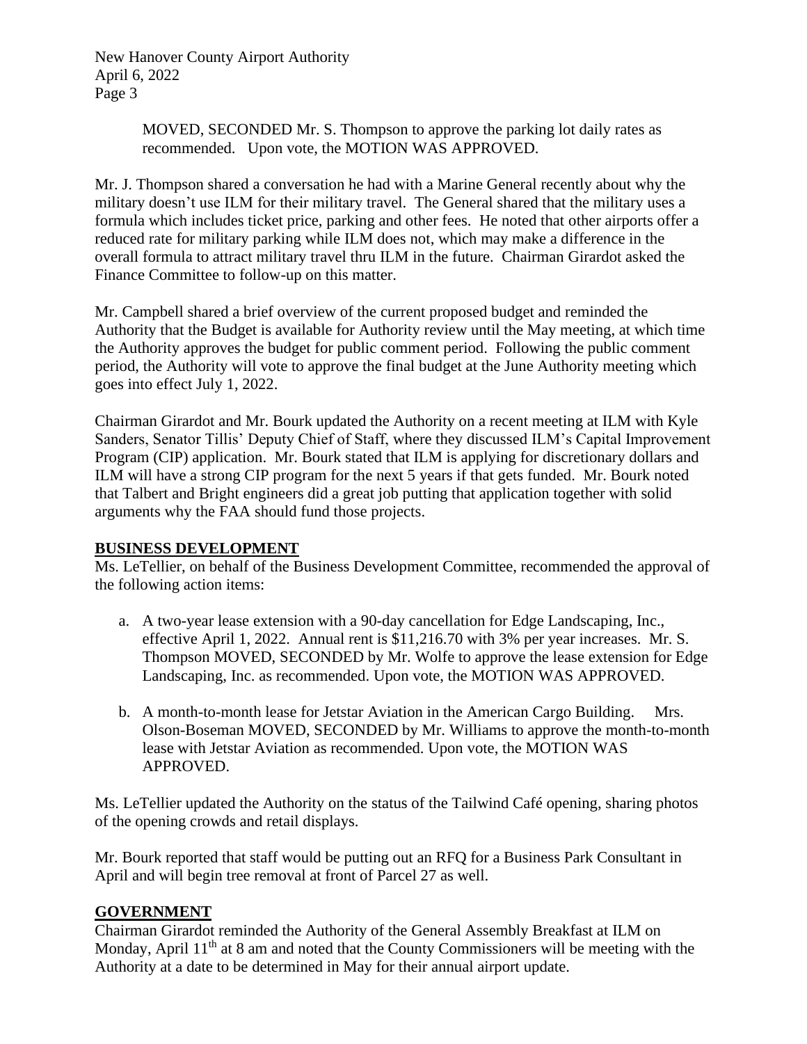MOVED, SECONDED Mr. S. Thompson to approve the parking lot daily rates as recommended. Upon vote, the MOTION WAS APPROVED.

Mr. J. Thompson shared a conversation he had with a Marine General recently about why the military doesn't use ILM for their military travel. The General shared that the military uses a formula which includes ticket price, parking and other fees. He noted that other airports offer a reduced rate for military parking while ILM does not, which may make a difference in the overall formula to attract military travel thru ILM in the future. Chairman Girardot asked the Finance Committee to follow-up on this matter.

Mr. Campbell shared a brief overview of the current proposed budget and reminded the Authority that the Budget is available for Authority review until the May meeting, at which time the Authority approves the budget for public comment period. Following the public comment period, the Authority will vote to approve the final budget at the June Authority meeting which goes into effect July 1, 2022.

Chairman Girardot and Mr. Bourk updated the Authority on a recent meeting at ILM with Kyle Sanders, Senator Tillis' Deputy Chief of Staff, where they discussed ILM's Capital Improvement Program (CIP) application. Mr. Bourk stated that ILM is applying for discretionary dollars and ILM will have a strong CIP program for the next 5 years if that gets funded. Mr. Bourk noted that Talbert and Bright engineers did a great job putting that application together with solid arguments why the FAA should fund those projects.

## BUSINESS DEVELOPMENT

Ms. LeTellier, on behalf of the Business Development Committee, recommended the approval of the following action items:

a. A two-year lease extension with a 90-day cancellation for Edge Landscaping, Inc., effective April 1, 2022. Annual rent is $11,216.70 with 3% per year increases. Mr. S. Thompson MOVED, SECONDED by Mr. Wolfe to approve the lease extension for Edge Landscaping, Inc. as recommended. Upon vote, the MOTION WAS APPROVED.

b. A month-to-month lease for Jetstar Aviation in the American Cargo Building. Mrs. Olson-Boseman MOVED, SECONDED by Mr. Williams to approve the month-to-month lease with Jetstar Aviation as recommended. Upon vote, the MOTION WAS APPROVED.

Ms. LeTellier updated the Authority on the status of the Tailwind Café opening, sharing photos of the opening crowds and retail displays.

Mr. Bourk reported that staff would be putting out an RFQ for a Business Park Consultant in April and will begin tree removal at front of Parcel 27 as well.

## GOVERNMENT

Chairman Girardot reminded the Authority of the General Assembly Breakfast at ILM on Monday, April 11th at 8 am and noted that the County Commissioners will be meeting with the Authority at a date to be determined in May for their annual airport update.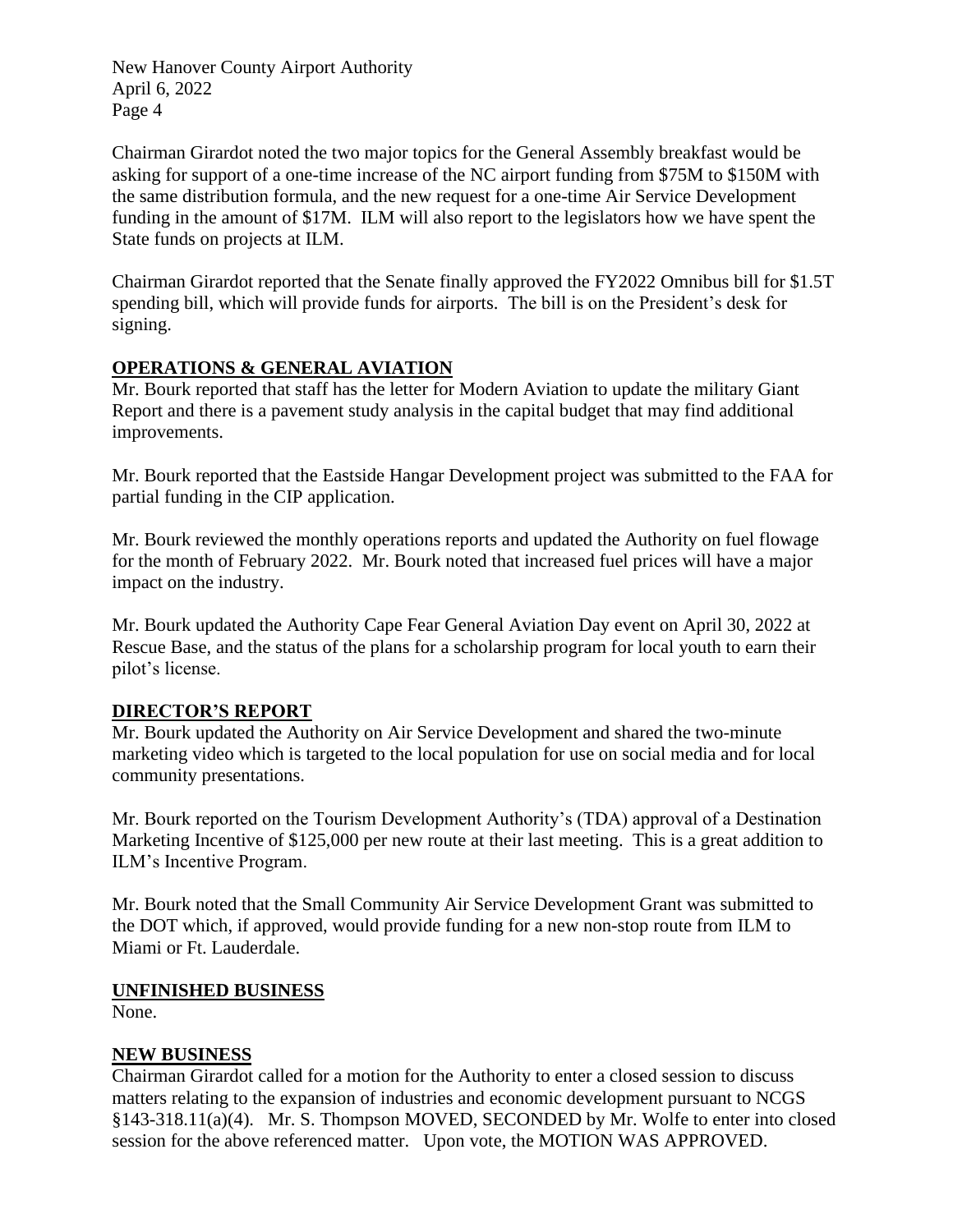Chairman Girardot noted the two major topics for the General Assembly breakfast would be asking for support of a one-time increase of the NC airport funding from $75M to $150M with the same distribution formula, and the new request for a one-time Air Service Development funding in the amount of $17M. ILM will also report to the legislators how we have spent the State funds on projects at ILM.

Chairman Girardot reported that the Senate finally approved the FY2022 Omnibus bill for $1.5T spending bill, which will provide funds for airports. The bill is on the President's desk for signing.

## OPERATIONS & GENERAL AVIATION

Mr. Bourk reported that staff has the letter for Modern Aviation to update the military Giant Report and there is a pavement study analysis in the capital budget that may find additional improvements.

Mr. Bourk reported that the Eastside Hangar Development project was submitted to the FAA for partial funding in the CIP application.

Mr. Bourk reviewed the monthly operations reports and updated the Authority on fuel flowage for the month of February 2022. Mr. Bourk noted that increased fuel prices will have a major impact on the industry.

Mr. Bourk updated the Authority Cape Fear General Aviation Day event on April 30, 2022 at Rescue Base, and the status of the plans for a scholarship program for local youth to earn their pilot's license.

## DIRECTOR'S REPORT

Mr. Bourk updated the Authority on Air Service Development and shared the two-minute marketing video which is targeted to the local population for use on social media and for local community presentations.

Mr. Bourk reported on the Tourism Development Authority's (TDA) approval of a Destination Marketing Incentive of $125,000 per new route at their last meeting. This is a great addition to ILM's Incentive Program.

Mr. Bourk noted that the Small Community Air Service Development Grant was submitted to the DOT which, if approved, would provide funding for a new non-stop route from ILM to Miami or Ft. Lauderdale.

## UNFINISHED BUSINESS

None.

## NEW BUSINESS

Chairman Girardot called for a motion for the Authority to enter a closed session to discuss matters relating to the expansion of industries and economic development pursuant to NCGS §143-318.11(a)(4). Mr. S. Thompson MOVED, SECONDED by Mr. Wolfe to enter into closed session for the above referenced matter. Upon vote, the MOTION WAS APPROVED.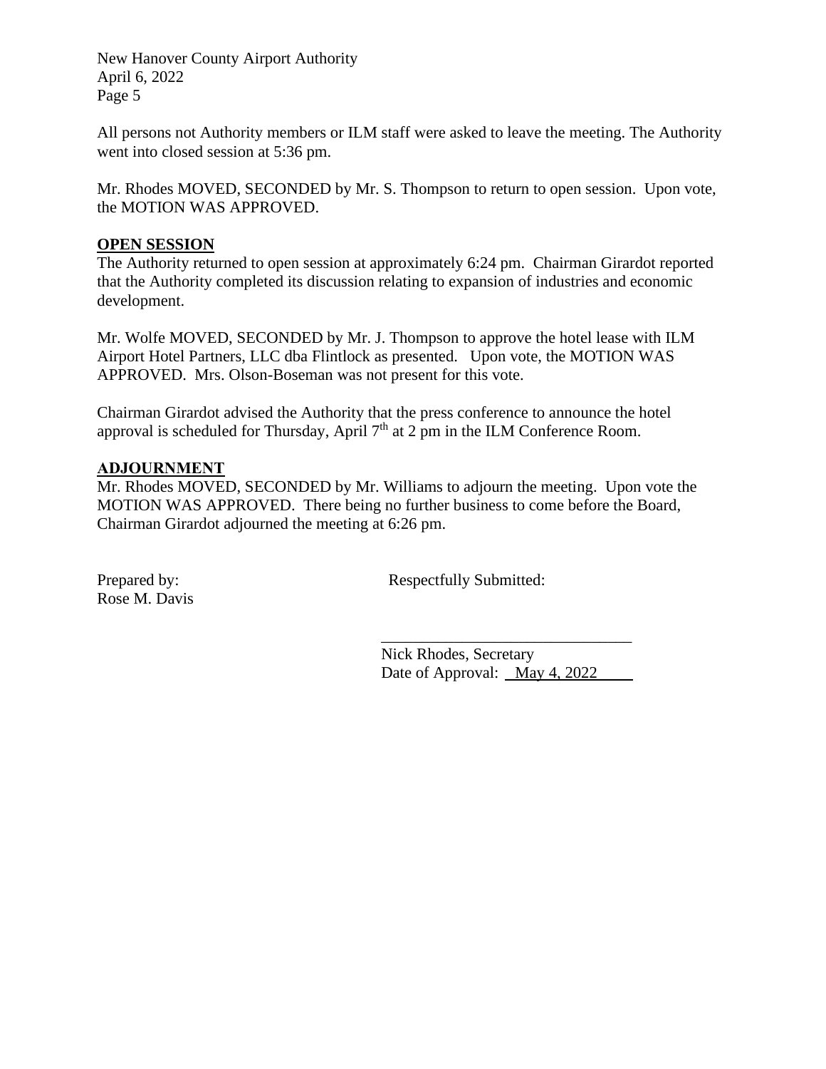All persons not Authority members or ILM staff were asked to leave the meeting. The Authority went into closed session at 5:36 pm.

Mr. Rhodes MOVED, SECONDED by Mr. S. Thompson to return to open session. Upon vote, the MOTION WAS APPROVED.

**OPEN SESSION**

The Authority returned to open session at approximately 6:24 pm. Chairman Girardot reported that the Authority completed its discussion relating to expansion of industries and economic development.

Mr. Wolfe MOVED, SECONDED by Mr. J. Thompson to approve the hotel lease with ILM Airport Hotel Partners, LLC dba Flintlock as presented. Upon vote, the MOTION WAS APPROVED. Mrs. Olson-Boseman was not present for this vote.

Chairman Girardot advised the Authority that the press conference to announce the hotel approval is scheduled for Thursday, April 7th at 2 pm in the ILM Conference Room.

**ADJOURNMENT**

Mr. Rhodes MOVED, SECONDED by Mr. Williams to adjourn the meeting. Upon vote the MOTION WAS APPROVED. There being no further business to come before the Board, Chairman Girardot adjourned the meeting at 6:26 pm.

Prepared by:
Rose M. Davis

Respectfully Submitted:

_______________________________

Nick Rhodes, Secretary
Date of Approval: May 4, 2022